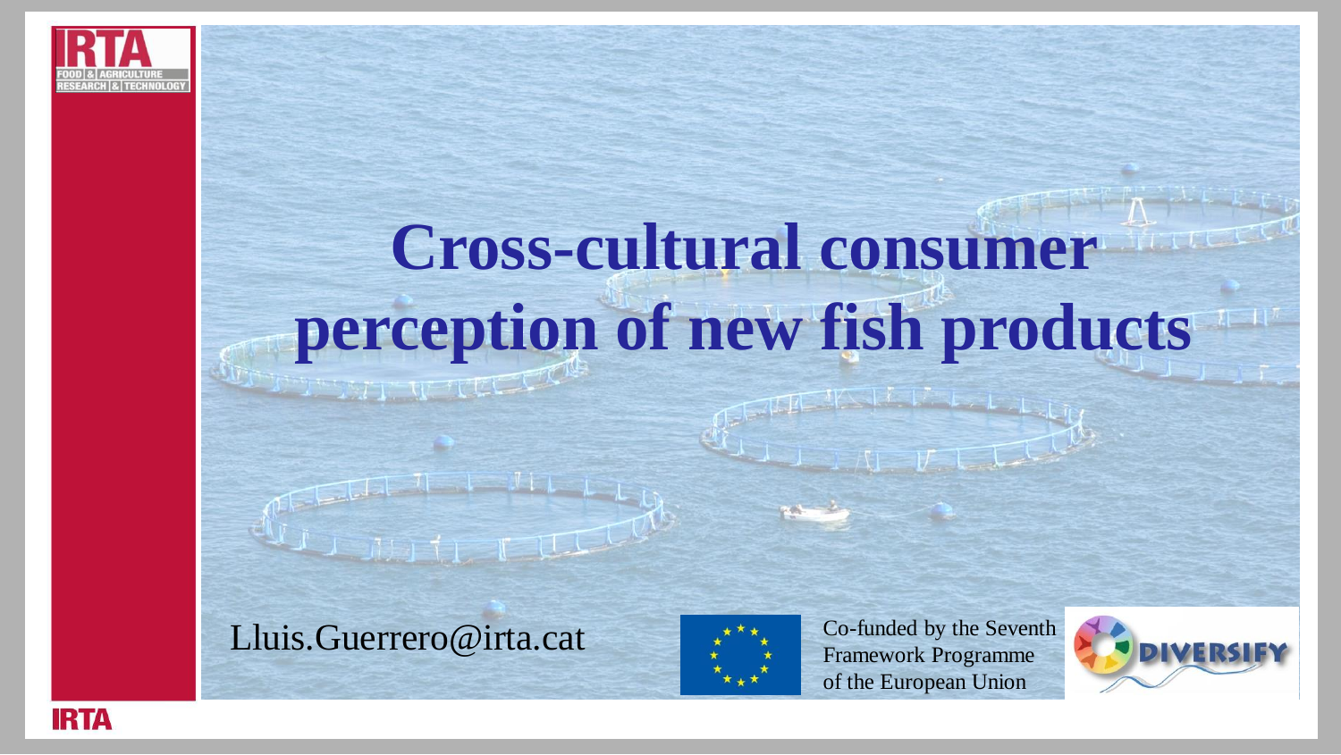# Cross-cultural consumer perception of new fish products

Lluis.Guerrero@irta.cat

Co-funded by the Seventh Framework Programme of the European Union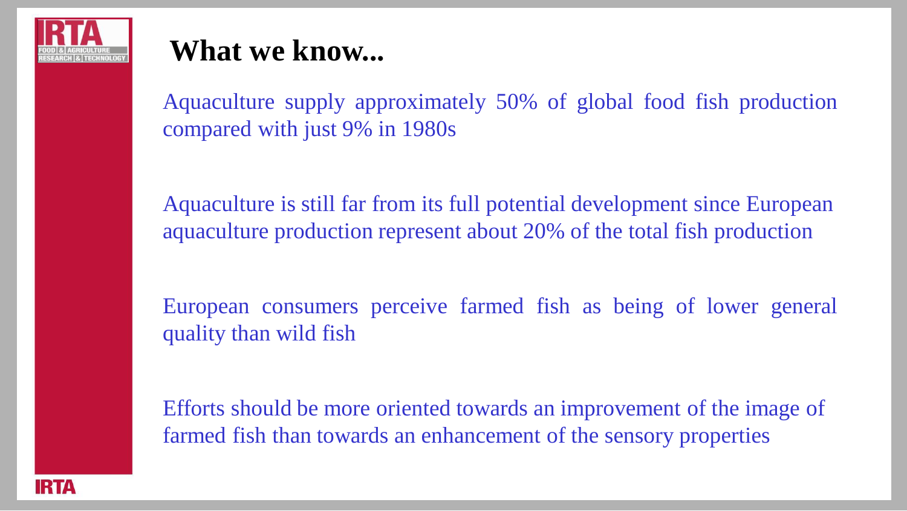# What we know...

Aquaculture supply approximately 50% of global food fish production compared with just 9% in 1980s

Aquaculture is still far from its full potential development since European aquaculture production represent about 20% of the total fish production

European consumers perceive farmed fish as being of lower general quality than wild fish

Efforts should be more oriented towards an improvement of the image of farmed fish than towards an enhancement of the sensory properties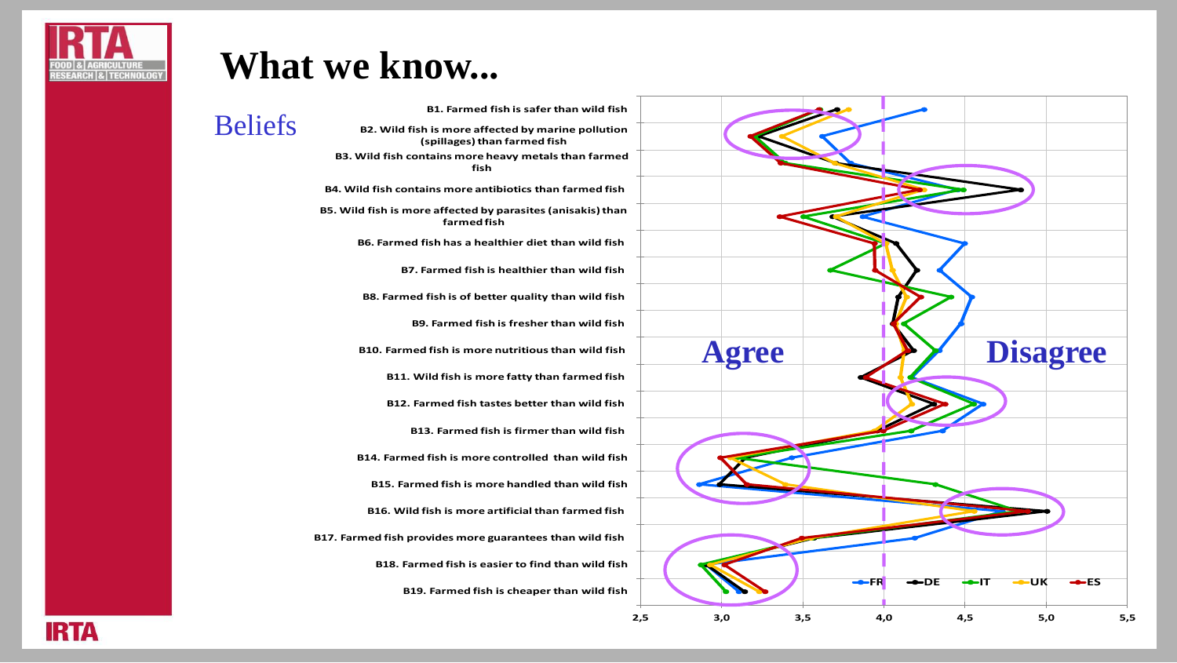# What we know...

## Beliefs

- B1. Farmed fish is safer than wild fish
- B2. Wild fish is more affected by marine pollution (spillages) than farmed fish
- B3. Wild fish contains more heavy metals than farmed fish
- B4. Wild fish contains more antibiotics than farmed fish
- B5. Wild fish is more affected by parasites (anisakis) than farmed fish
- B6. Farmed fish has a healthier diet than wild fish
- B7. Farmed fish is healthier than wild fish
- B8. Farmed fish is of better quality than wild fish
- B9. Farmed fish is fresher than wild fish
- B10. Farmed fish is more nutritious than wild fish
- B11. Wild fish is more fatty than farmed fish
- B12. Farmed fish tastes better than wild fish
- B13. Farmed fish is firmer than wild fish
- B14. Farmed fish is more controlled than wild fish
- B15. Farmed fish is more handled than wild fish
- B16. Wild fish is more artificial than farmed fish
- B17. Farmed fish provides more guarantees than wild fish
- B18. Farmed fish is easier to find than wild fish
- B19. Farmed fish is cheaper than wild fish

Agree — Disagree

Legend: FR, DE, IT, UK, ES

X-axis: 2,5 3,0 3,5 4,0 4,5 5,0 5,5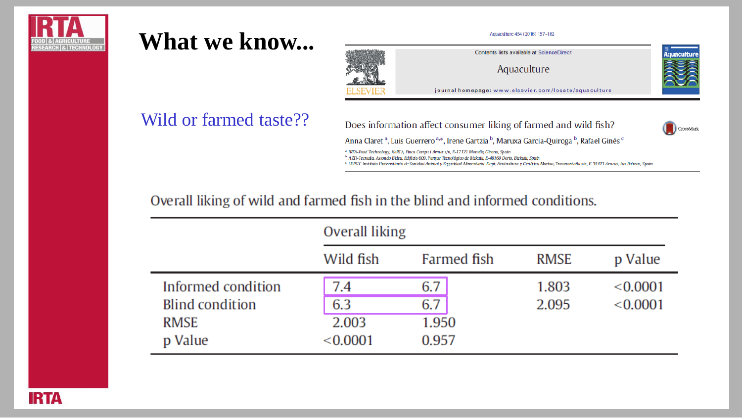# What we know...

## Wild or farmed taste??

Aquaculture 454 (2016) 157–162

Contents lists available at ScienceDirect

Aquaculture

journal homepage: www.elsevier.com/locate/aquaculture

Does information affect consumer liking of farmed and wild fish?

Anna Claret [a], Luis Guerrero [a,*], Irene Gartzia [b], Maruxa Garcia-Quiroga [b], Rafael Ginés [c]

[a] IRTA-Food Technology, XaRTA, Finca Camps i Armet s/n, E-17121 Monells, Girona, Spain
[b] AZTI-Tecnalia, Astondo Bidea, Edificio 609, Parque Tecnológico de Bizkaia, E-48160 Derio, Bizkaia, Spain
[c] ULPGC-Instituto Universitario de Sanidad Animal y Seguridad Alimentaria, Dept. Acuicultura y Genética Marina, Trasmontaña s/n, E-35413 Arucas, Las Palmas, Spain

Overall liking of wild and farmed fish in the blind and informed conditions.

| | Overall liking | | | |
|---|---|---|---|---|
| | Wild fish | Farmed fish | RMSE | p Value |
| Informed condition | 7.4 | 6.7 | 1.803 | <0.0001 |
| Blind condition | 6.3 | 6.7 | 2.095 | <0.0001 |
| RMSE | 2.003 | 1.950 | | |
| p Value | <0.0001 | 0.957 | | |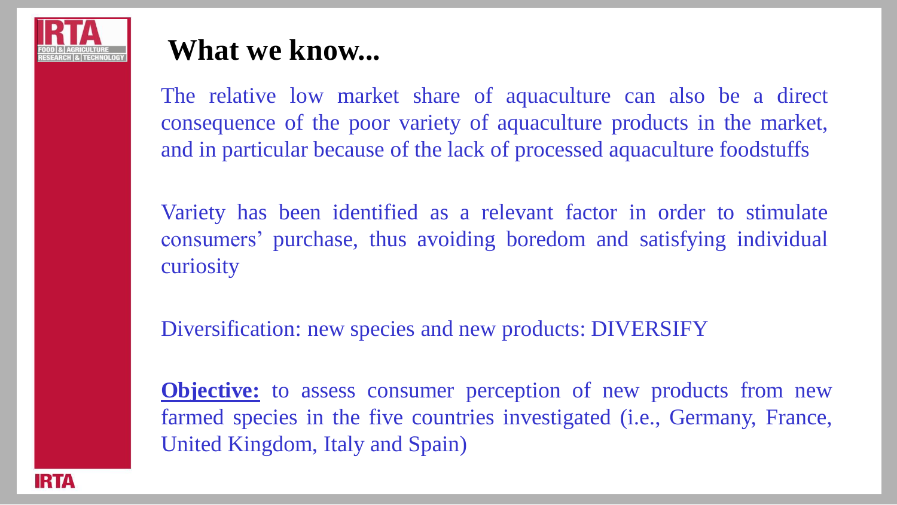# What we know...

The relative low market share of aquaculture can also be a direct consequence of the poor variety of aquaculture products in the market, and in particular because of the lack of processed aquaculture foodstuffs

Variety has been identified as a relevant factor in order to stimulate consumers' purchase, thus avoiding boredom and satisfying individual curiosity

Diversification: new species and new products: DIVERSIFY

**Objective:** to assess consumer perception of new products from new farmed species in the five countries investigated (i.e., Germany, France, United Kingdom, Italy and Spain)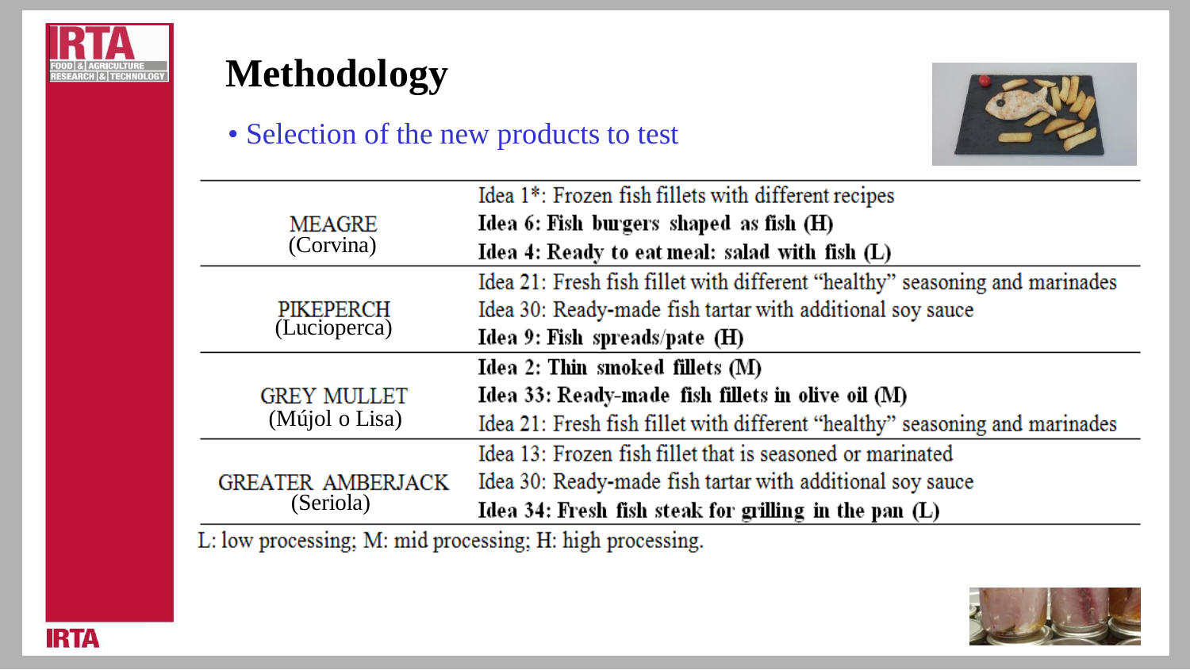# Methodology

- Selection of the new products to test

| Species | Ideas |
|---|---|
| MEAGRE (Corvina) | Idea 1*: Frozen fish fillets with different recipes |
| | **Idea 6: Fish burgers shaped as fish (H)** |
| | **Idea 4: Ready to eat meal: salad with fish (L)** |
| PIKEPERCH (Lucioperca) | Idea 21: Fresh fish fillet with different "healthy" seasoning and marinades |
| | Idea 30: Ready-made fish tartar with additional soy sauce |
| | **Idea 9: Fish spreads/pate (H)** |
| GREY MULLET (Mújol o Lisa) | **Idea 2: Thin smoked fillets (M)** |
| | **Idea 33: Ready-made fish fillets in olive oil (M)** |
| | Idea 21: Fresh fish fillet with different "healthy" seasoning and marinades |
| GREATER AMBERJACK (Seriola) | Idea 13: Frozen fish fillet that is seasoned or marinated |
| | Idea 30: Ready-made fish tartar with additional soy sauce |
| | **Idea 34: Fresh fish steak for grilling in the pan (L)** |

L: low processing; M: mid processing; H: high processing.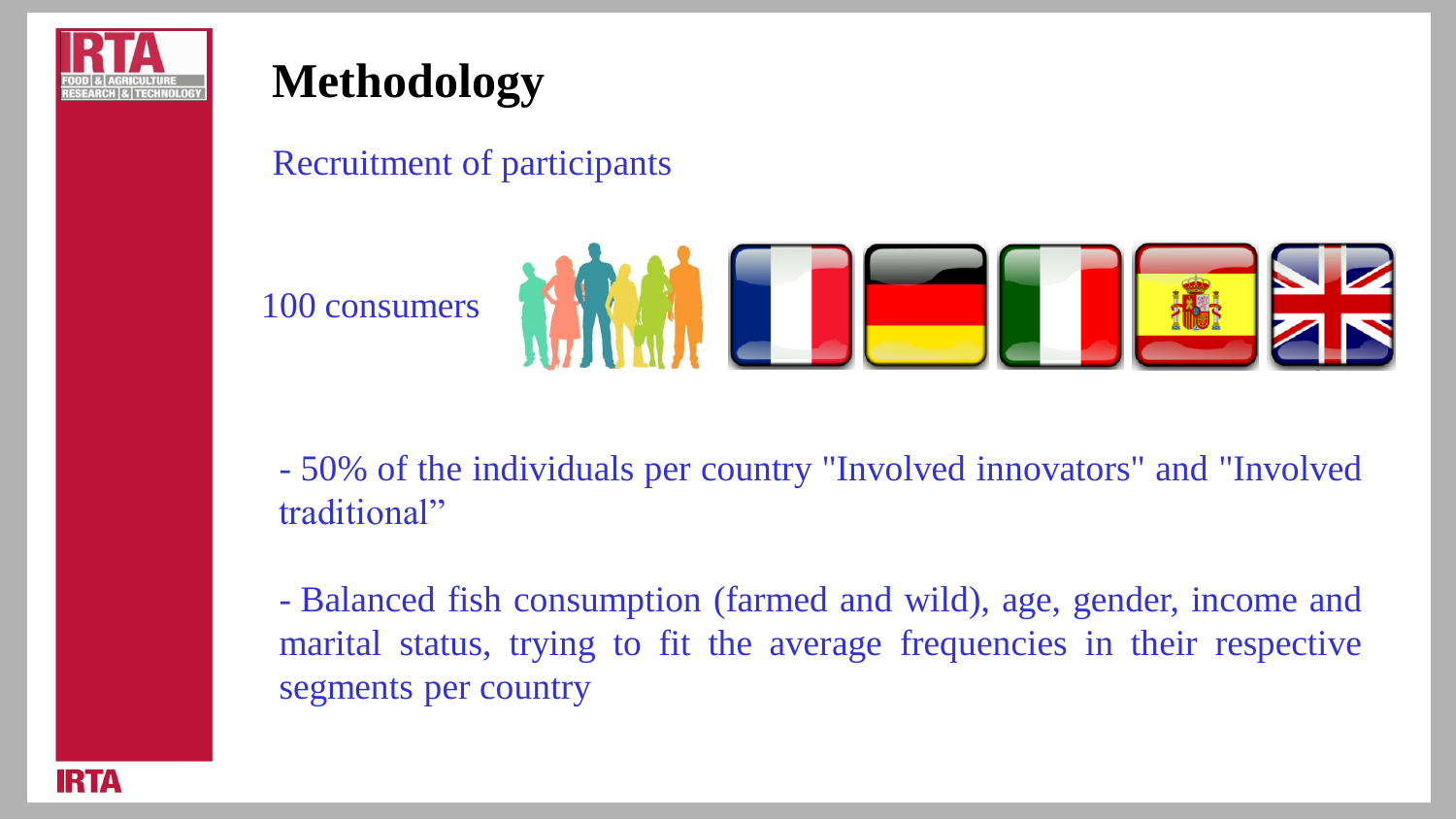# Methodology

## Recruitment of participants

100 consumers

- 50% of the individuals per country "Involved innovators" and "Involved traditional”

- Balanced fish consumption (farmed and wild), age, gender, income and marital status, trying to fit the average frequencies in their respective segments per country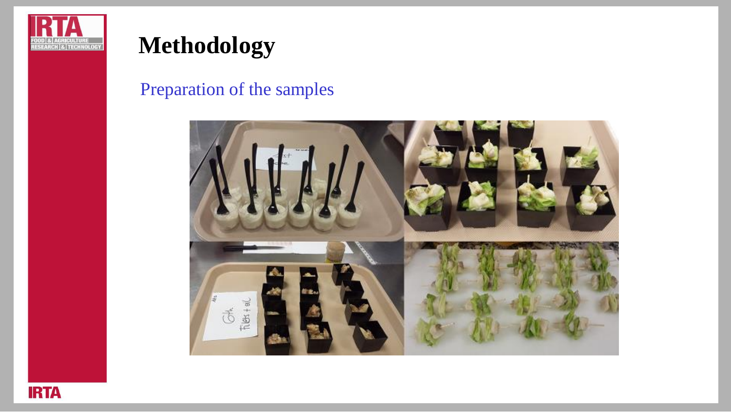# Methodology

## Preparation of the samples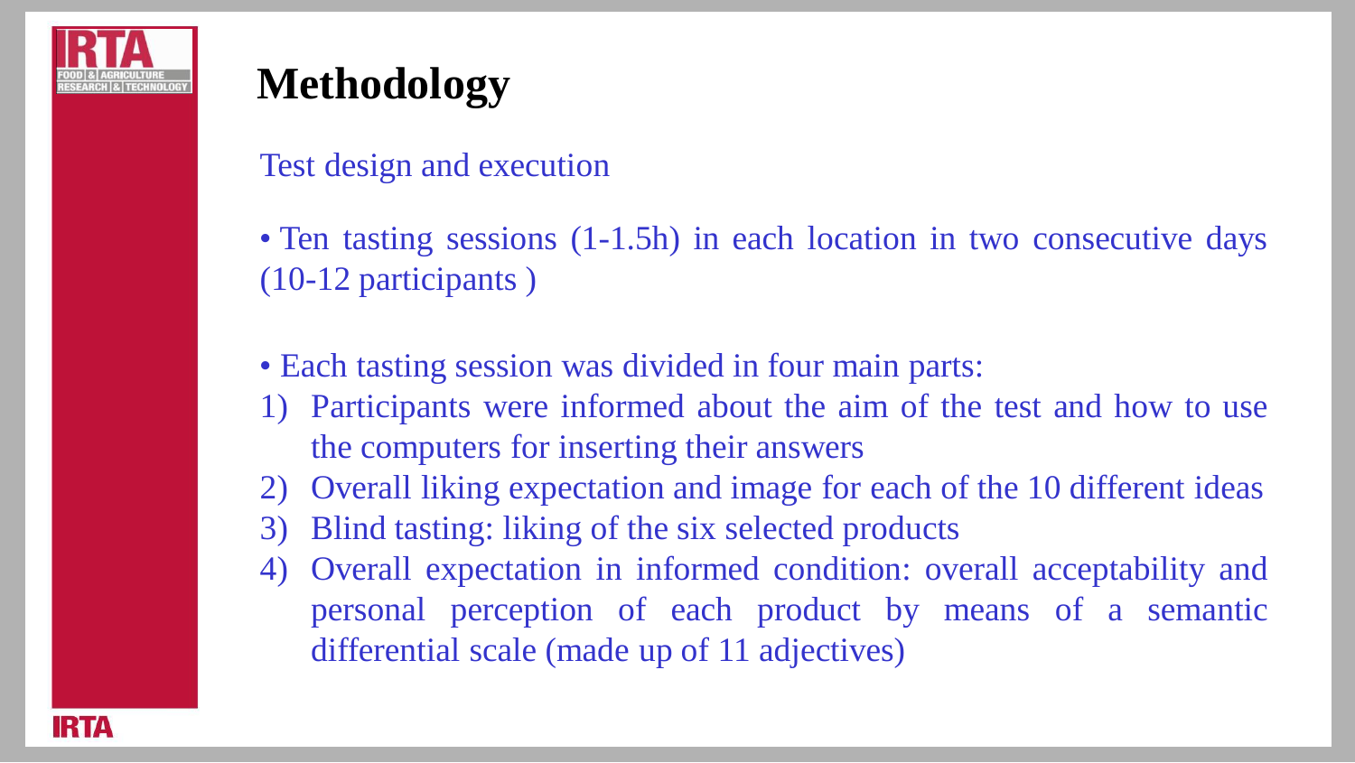# Methodology

Test design and execution

- Ten tasting sessions (1-1.5h) in each location in two consecutive days (10-12 participants )

- Each tasting session was divided in four main parts:

1) Participants were informed about the aim of the test and how to use the computers for inserting their answers
2) Overall liking expectation and image for each of the 10 different ideas
3) Blind tasting: liking of the six selected products
4) Overall expectation in informed condition: overall acceptability and personal perception of each product by means of a semantic differential scale (made up of 11 adjectives)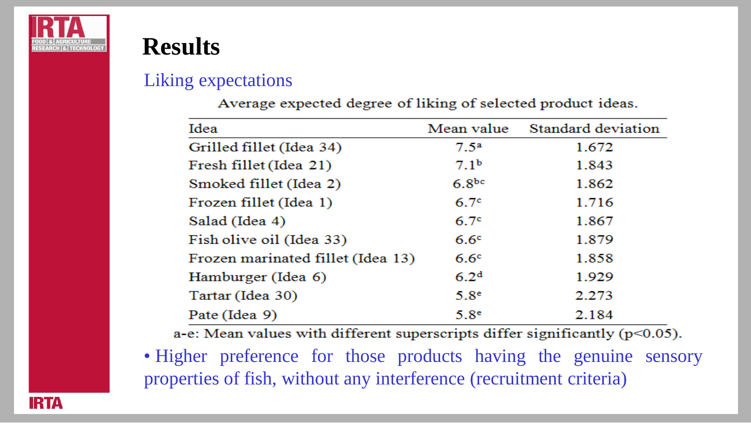# Results

## Liking expectations

Average expected degree of liking of selected product ideas.

| Idea | Mean value | Standard deviation |
|---|---|---|
| Grilled fillet (Idea 34) | $7.5^{a}$ | 1.672 |
| Fresh fillet (Idea 21) | $7.1^{b}$ | 1.843 |
| Smoked fillet (Idea 2) | $6.8^{bc}$ | 1.862 |
| Frozen fillet (Idea 1) | $6.7^{c}$ | 1.716 |
| Salad (Idea 4) | $6.7^{c}$ | 1.867 |
| Fish olive oil (Idea 33) | $6.6^{c}$ | 1.879 |
| Frozen marinated fillet (Idea 13) | $6.6^{c}$ | 1.858 |
| Hamburger (Idea 6) | $6.2^{d}$ | 1.929 |
| Tartar (Idea 30) | $5.8^{e}$ | 2.273 |
| Pate (Idea 9) | $5.8^{e}$ | 2.184 |

a-e: Mean values with different superscripts differ significantly ($p<0.05$).

- Higher preference for those products having the genuine sensory properties of fish, without any interference (recruitment criteria)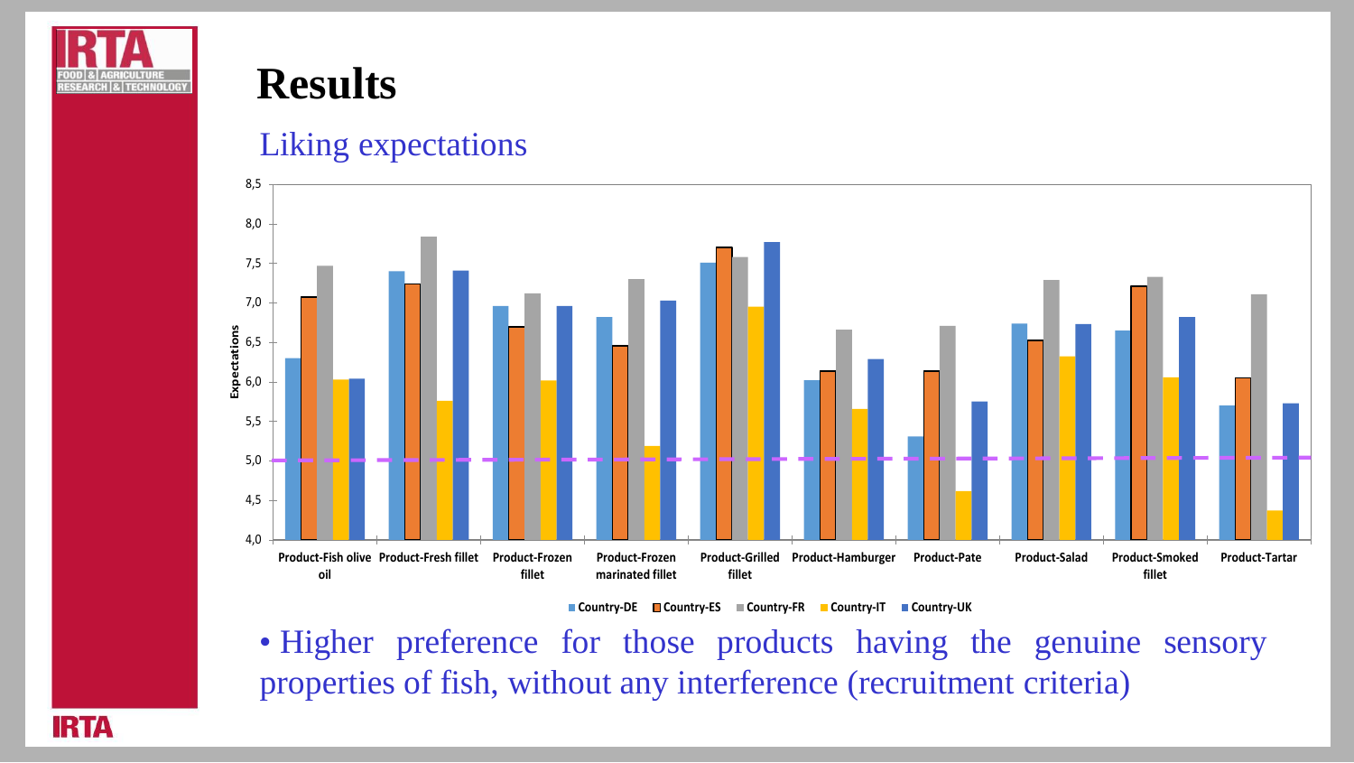# Results

## Liking expectations

- Higher preference for those products having the genuine sensory properties of fish, without any interference (recruitment criteria)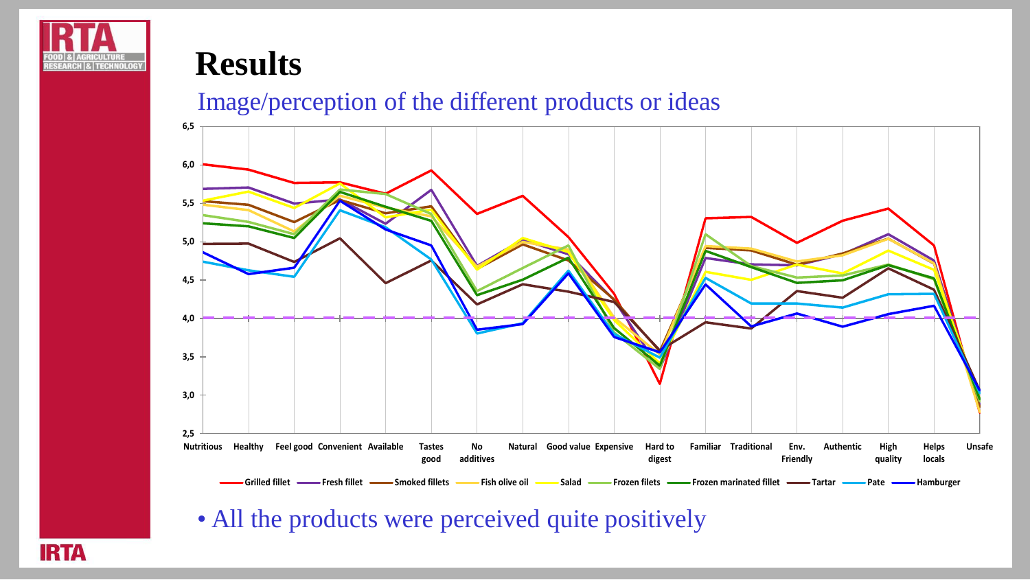# Results

## Image/perception of the different products or ideas

- All the products were perceived quite positively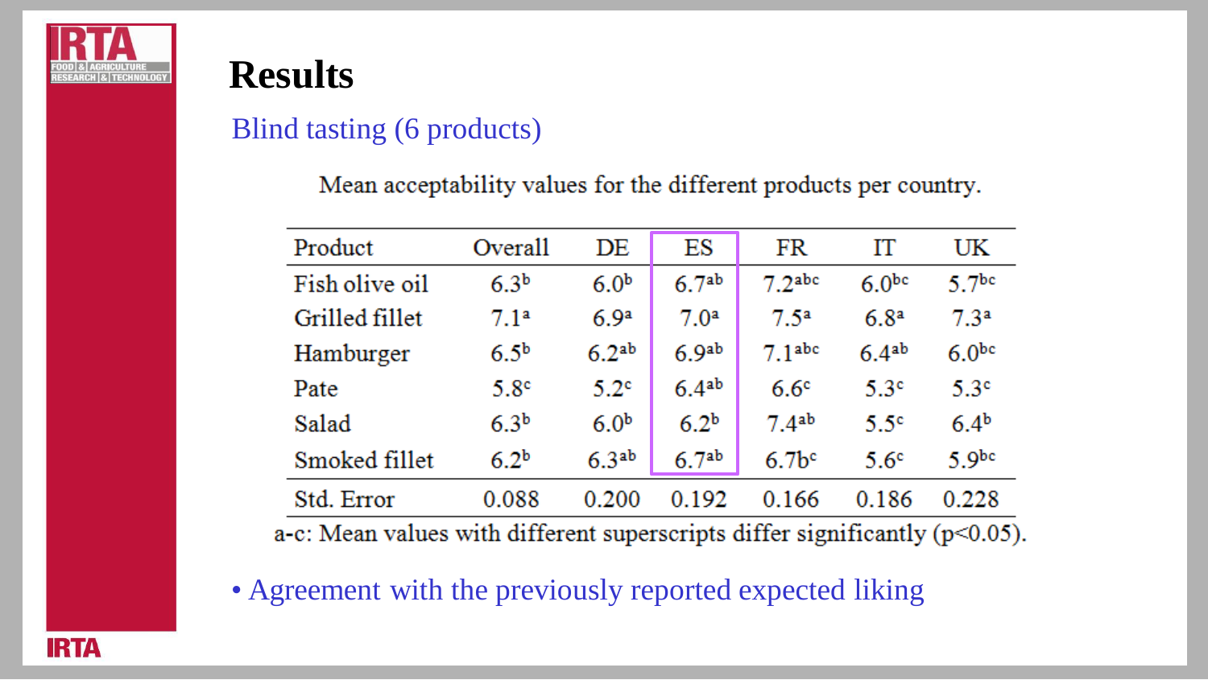# Results

## Blind tasting (6 products)

Mean acceptability values for the different products per country.

| Product | Overall | DE | ES | FR | IT | UK |
|---|---|---|---|---|---|---|
| Fish olive oil | $6.3^{b}$ | $6.0^{b}$ | $6.7^{ab}$ | $7.2^{abc}$ | $6.0^{bc}$ | $5.7^{bc}$ |
| Grilled fillet | $7.1^{a}$ | $6.9^{a}$ | $7.0^{a}$ | $7.5^{a}$ | $6.8^{a}$ | $7.3^{a}$ |
| Hamburger | $6.5^{b}$ | $6.2^{ab}$ | $6.9^{ab}$ | $7.1^{abc}$ | $6.4^{ab}$ | $6.0^{bc}$ |
| Pate | $5.8^{c}$ | $5.2^{c}$ | $6.4^{ab}$ | $6.6^{c}$ | $5.3^{c}$ | $5.3^{c}$ |
| Salad | $6.3^{b}$ | $6.0^{b}$ | $6.2^{b}$ | $7.4^{ab}$ | $5.5^{c}$ | $6.4^{b}$ |
| Smoked fillet | $6.2^{b}$ | $6.3^{ab}$ | $6.7^{ab}$ | $6.7b^{c}$ | $5.6^{c}$ | $5.9^{bc}$ |
| Std. Error | 0.088 | 0.200 | 0.192 | 0.166 | 0.186 | 0.228 |

a-c: Mean values with different superscripts differ significantly ($p<0.05$).

- Agreement with the previously reported expected liking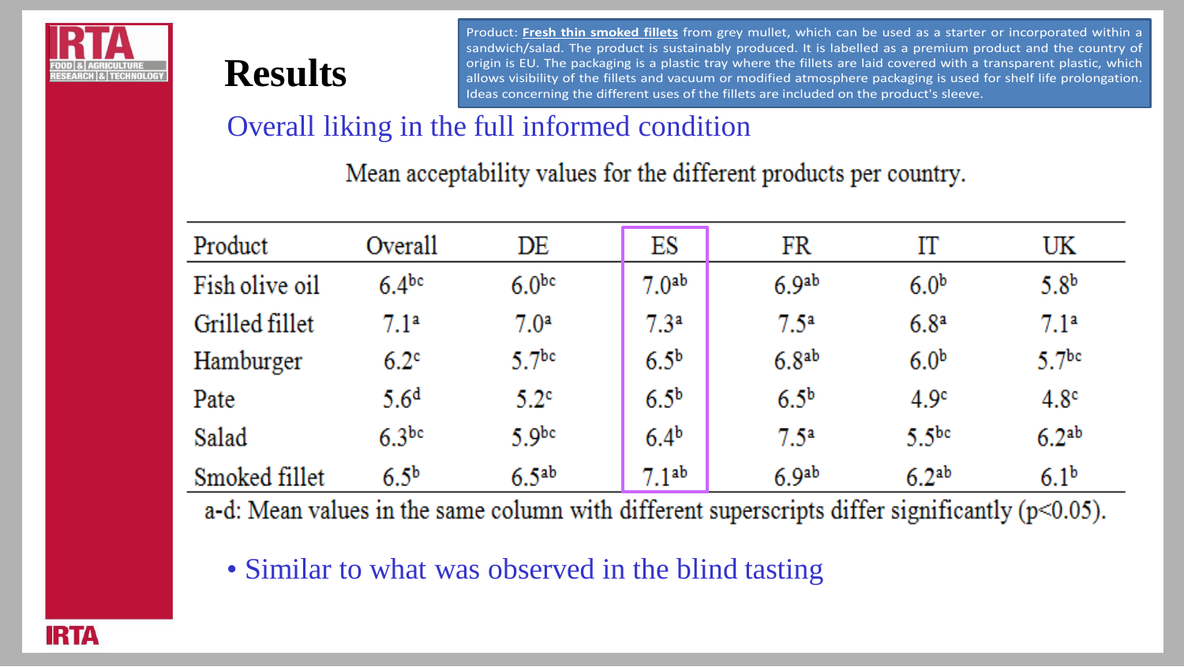# Results

Product: **Fresh thin smoked fillets** from grey mullet, which can be used as a starter or incorporated within a sandwich/salad. The product is sustainably produced. It is labelled as a premium product and the country of origin is EU. The packaging is a plastic tray where the fillets are laid covered with a transparent plastic, which allows visibility of the fillets and vacuum or modified atmosphere packaging is used for shelf life prolongation. Ideas concerning the different uses of the fillets are included on the product's sleeve.

## Overall liking in the full informed condition

Mean acceptability values for the different products per country.

| Product | Overall | DE | ES | FR | IT | UK |
|---|---|---|---|---|---|---|
| Fish olive oil | $6.4^{bc}$ | $6.0^{bc}$ | $7.0^{ab}$ | $6.9^{ab}$ | $6.0^{b}$ | $5.8^{b}$ |
| Grilled fillet | $7.1^{a}$ | $7.0^{a}$ | $7.3^{a}$ | $7.5^{a}$ | $6.8^{a}$ | $7.1^{a}$ |
| Hamburger | $6.2^{c}$ | $5.7^{bc}$ | $6.5^{b}$ | $6.8^{ab}$ | $6.0^{b}$ | $5.7^{bc}$ |
| Pate | $5.6^{d}$ | $5.2^{c}$ | $6.5^{b}$ | $6.5^{b}$ | $4.9^{c}$ | $4.8^{c}$ |
| Salad | $6.3^{bc}$ | $5.9^{bc}$ | $6.4^{b}$ | $7.5^{a}$ | $5.5^{bc}$ | $6.2^{ab}$ |
| Smoked fillet | $6.5^{b}$ | $6.5^{ab}$ | $7.1^{ab}$ | $6.9^{ab}$ | $6.2^{ab}$ | $6.1^{b}$ |

a-d: Mean values in the same column with different superscripts differ significantly ($p<0.05$).

- Similar to what was observed in the blind tasting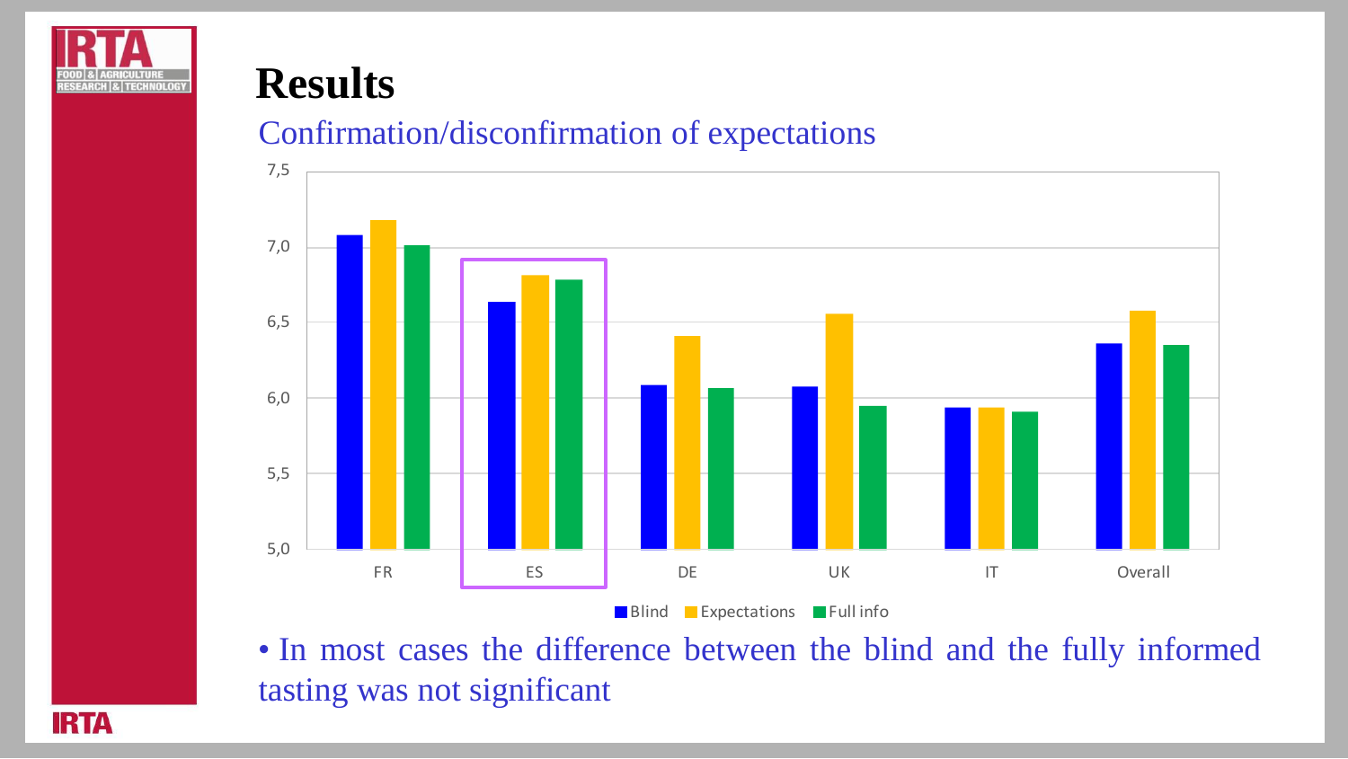# Results

## Confirmation/disconfirmation of expectations

• In most cases the difference between the blind and the fully informed tasting was not significant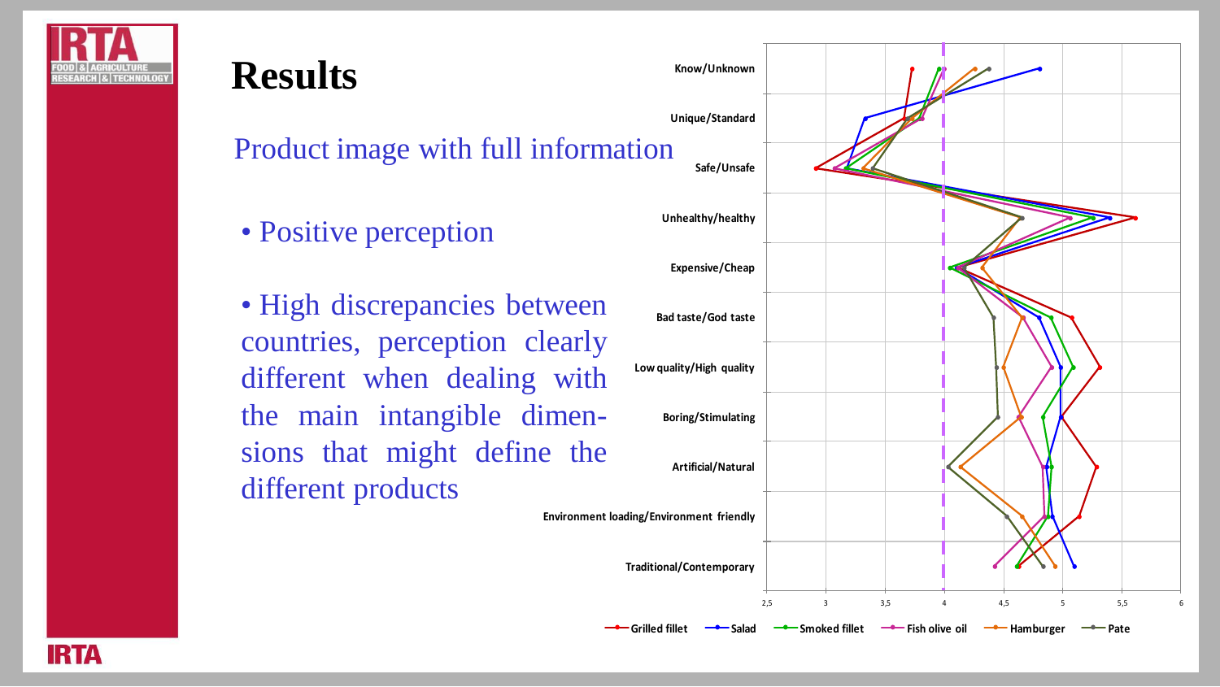# Results

Product image with full information

- Positive perception
- High discrepancies between countries, perception clearly different when dealing with the main intangible dimensions that might define the different products

Know/Unknown

Unique/Standard

Safe/Unsafe

Unhealthy/healthy

Expensive/Cheap

Bad taste/God taste

Low quality/High quality

Boring/Stimulating

Artificial/Natural

Environment loading/Environment friendly

Traditional/Contemporary

2,5 3 3,5 4 4,5 5 5,5 6

Grilled fillet — Salad — Smoked fillet — Fish olive oil — Hamburger — Pate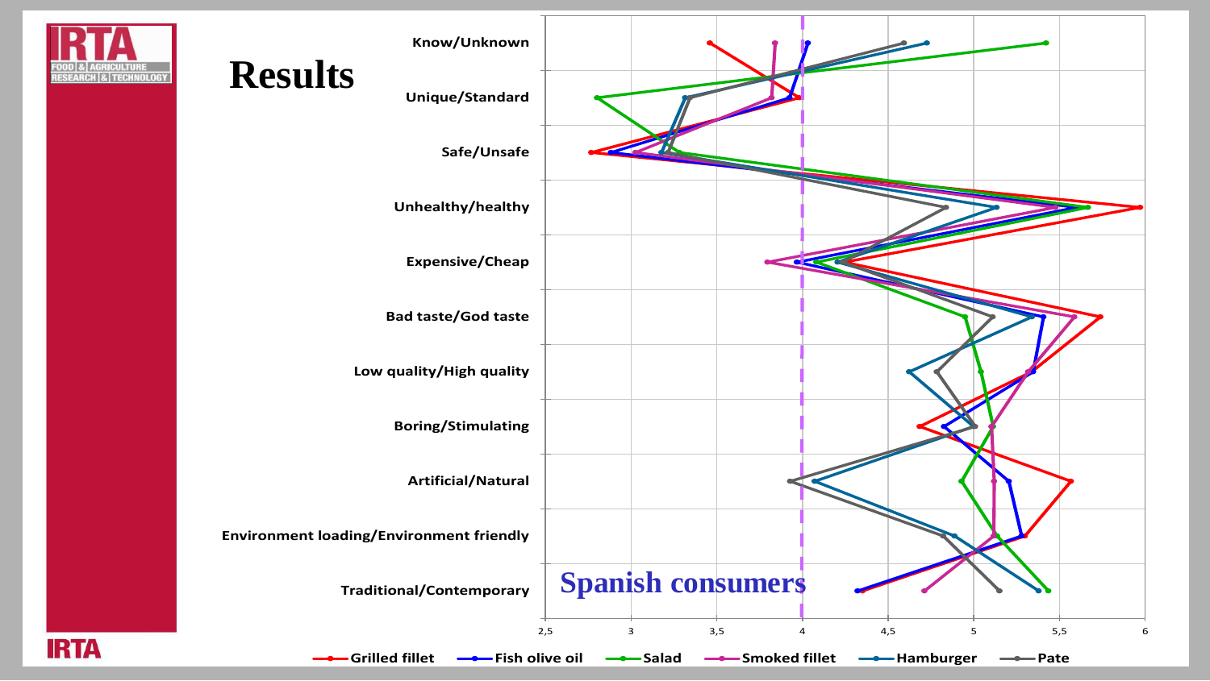# Results

Know/Unknown

Unique/Standard

Safe/Unsafe

Unhealthy/healthy

Expensive/Cheap

Bad taste/God taste

Low quality/High quality

Boring/Stimulating

Artificial/Natural

Environment loading/Environment friendly

Traditional/Contemporary

Spanish consumers

2,5 3 3,5 4 4,5 5 5,5 6

Grilled fillet, Fish olive oil, Salad, Smoked fillet, Hamburger, Pate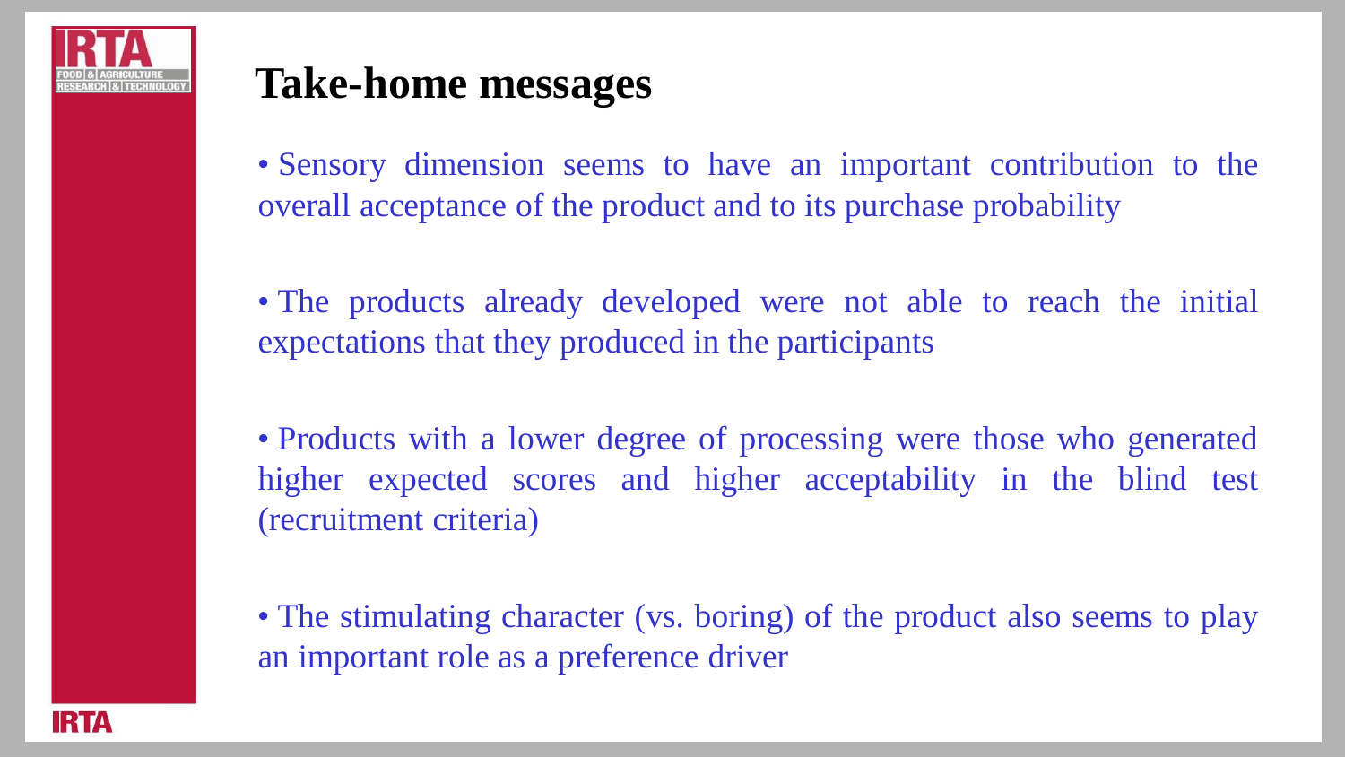# Take-home messages

- Sensory dimension seems to have an important contribution to the overall acceptance of the product and to its purchase probability

- The products already developed were not able to reach the initial expectations that they produced in the participants

- Products with a lower degree of processing were those who generated higher expected scores and higher acceptability in the blind test (recruitment criteria)

- The stimulating character (vs. boring) of the product also seems to play an important role as a preference driver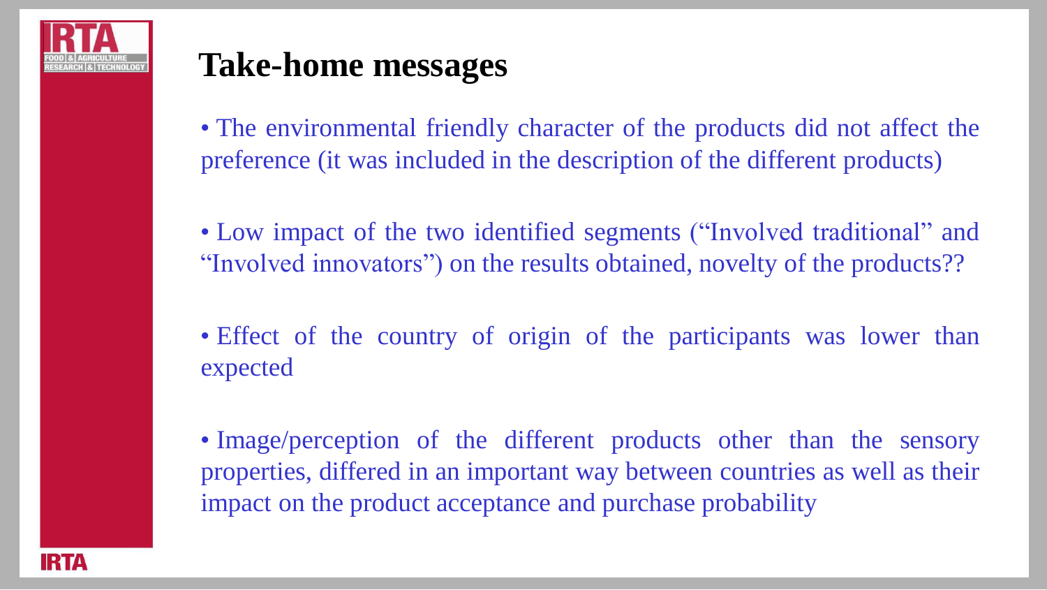# Take-home messages

- The environmental friendly character of the products did not affect the preference (it was included in the description of the different products)

- Low impact of the two identified segments ("Involved traditional" and "Involved innovators") on the results obtained, novelty of the products??

- Effect of the country of origin of the participants was lower than expected

- Image/perception of the different products other than the sensory properties, differed in an important way between countries as well as their impact on the product acceptance and purchase probability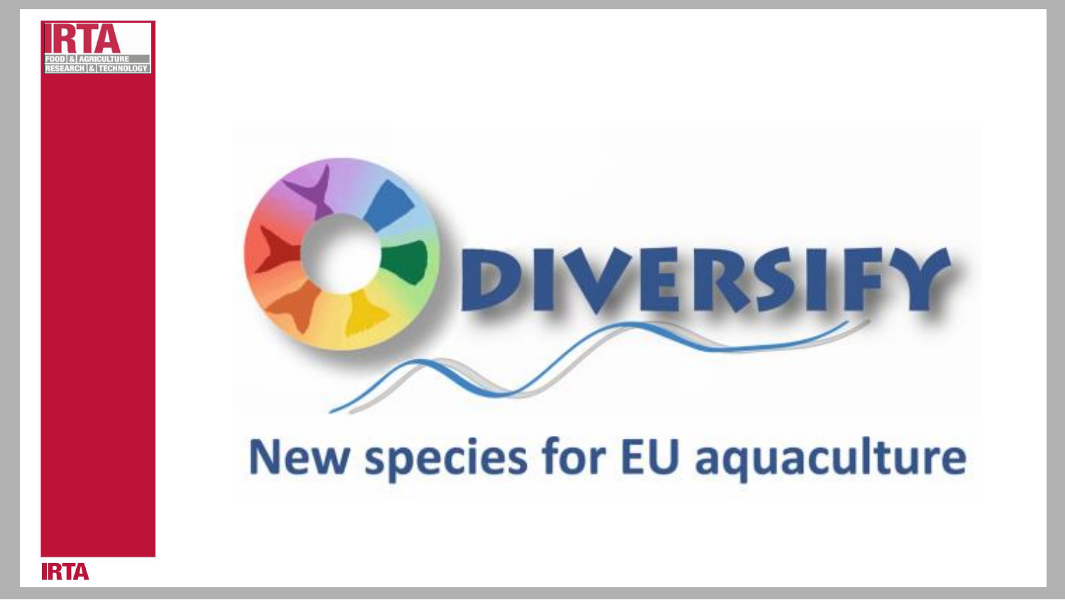DIVERSIFY

New species for EU aquaculture